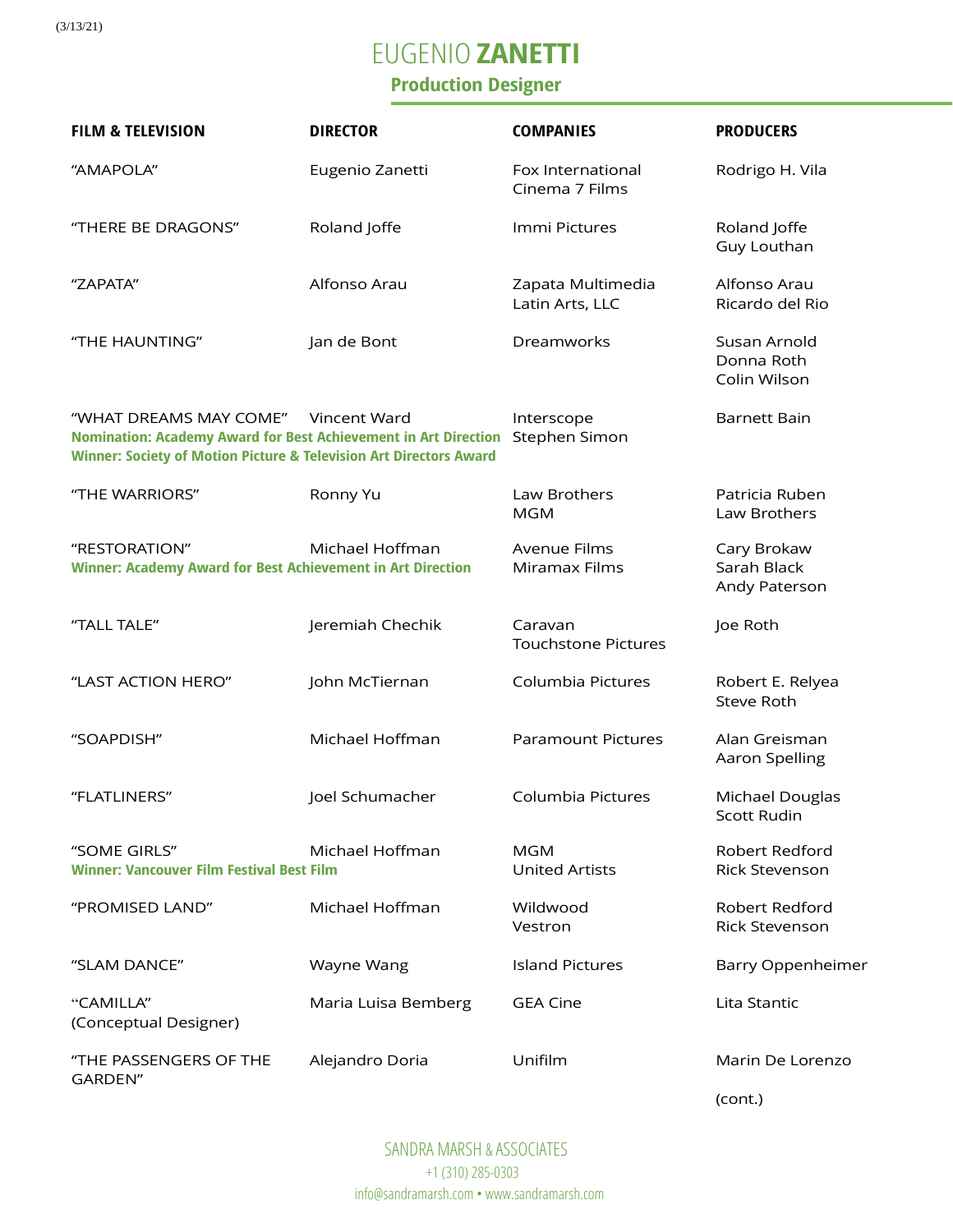(3/13/21)

# EUGENIO **ZANETTI**

## Production Designer

| FILM & TELEVISION | DIRECTOR | COMPANIES | PRODUCERS |
|---|---|---|---|
| "AMAPOLA" | Eugenio Zanetti | Fox International<br>Cinema 7 Films | Rodrigo H. Vila |
| "THERE BE DRAGONS" | Roland Joffe | Immi Pictures | Roland Joffe<br>Guy Louthan |
| "ZAPATA" | Alfonso Arau | Zapata Multimedia<br>Latin Arts, LLC | Alfonso Arau<br>Ricardo del Rio |
| "THE HAUNTING" | Jan de Bont | Dreamworks | Susan Arnold<br>Donna Roth<br>Colin Wilson |
| "WHAT DREAMS MAY COME"<br>**Nomination: Academy Award for Best Achievement in Art Direction**<br>**Winner: Society of Motion Picture & Television Art Directors Award** | Vincent Ward | Interscope<br>Stephen Simon | Barnett Bain |
| "THE WARRIORS" | Ronny Yu | Law Brothers<br>MGM | Patricia Ruben<br>Law Brothers |
| "RESTORATION"<br>**Winner: Academy Award for Best Achievement in Art Direction** | Michael Hoffman | Avenue Films<br>Miramax Films | Cary Brokaw<br>Sarah Black<br>Andy Paterson |
| "TALL TALE" | Jeremiah Chechik | Caravan<br>Touchstone Pictures | Joe Roth |
| "LAST ACTION HERO" | John McTiernan | Columbia Pictures | Robert E. Relyea<br>Steve Roth |
| "SOAPDISH" | Michael Hoffman | Paramount Pictures | Alan Greisman<br>Aaron Spelling |
| "FLATLINERS" | Joel Schumacher | Columbia Pictures | Michael Douglas<br>Scott Rudin |
| "SOME GIRLS"<br>**Winner: Vancouver Film Festival Best Film** | Michael Hoffman | MGM<br>United Artists | Robert Redford<br>Rick Stevenson |
| "PROMISED LAND" | Michael Hoffman | Wildwood<br>Vestron | Robert Redford<br>Rick Stevenson |
| "SLAM DANCE" | Wayne Wang | Island Pictures | Barry Oppenheimer |
| "CAMILLA"<br>(Conceptual Designer) | Maria Luisa Bemberg | GEA Cine | Lita Stantic |
| "THE PASSENGERS OF THE GARDEN" | Alejandro Doria | Unifilm | Marin De Lorenzo |

(cont.)

SANDRA MARSH & ASSOCIATES
+1 (310) 285-0303
info@sandramarsh.com • www.sandramarsh.com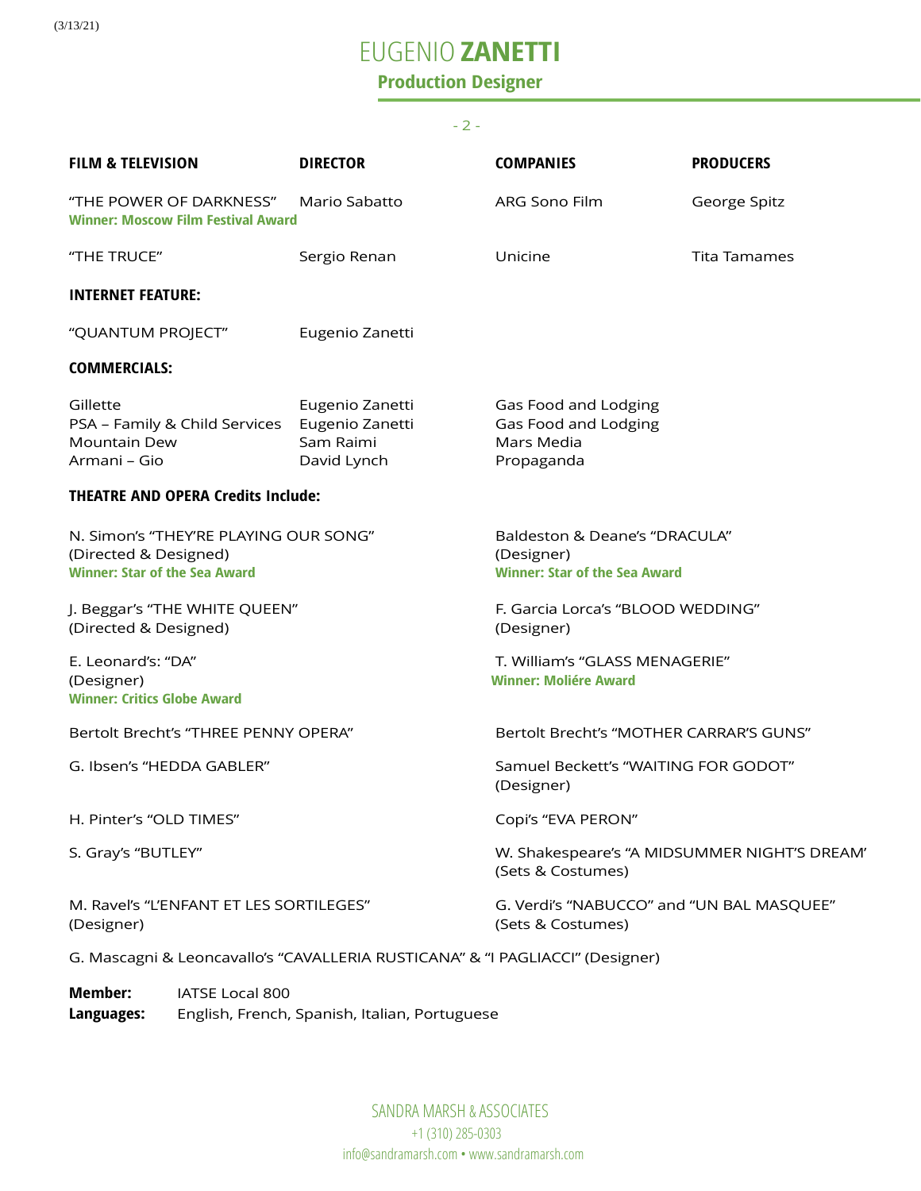# EUGENIO **ZANETTI**

## Production Designer

| FILM & TELEVISION | DIRECTOR | COMPANIES | PRODUCERS |
| --- | --- | --- | --- |
| "THE POWER OF DARKNESS" **Winner: Moscow Film Festival Award** | Mario Sabatto | ARG Sono Film | George Spitz |
| "THE TRUCE" | Sergio Renan | Unicine | Tita Tamames |

**INTERNET FEATURE:**

| | | | |
| --- | --- | --- | --- |
| "QUANTUM PROJECT" | Eugenio Zanetti | | |

**COMMERCIALS:**

| | | | |
| --- | --- | --- | --- |
| Gillette | Eugenio Zanetti | Gas Food and Lodging | |
| PSA – Family & Child Services | Eugenio Zanetti | Gas Food and Lodging | |
| Mountain Dew | Sam Raimi | Mars Media | |
| Armani – Gio | David Lynch | Propaganda | |

**THEATRE AND OPERA Credits Include:**

N. Simon's "THEY'RE PLAYING OUR SONG"
(Directed & Designed)
**Winner: Star of the Sea Award**

Baldeston & Deane's "DRACULA"
(Designer)
**Winner: Star of the Sea Award**

J. Beggar's "THE WHITE QUEEN"
(Directed & Designed)

F. Garcia Lorca's "BLOOD WEDDING"
(Designer)

E. Leonard's: "DA"
(Designer)
**Winner: Critics Globe Award**

T. William's "GLASS MENAGERIE"
**Winner: Moliére Award**

Bertolt Brecht's "THREE PENNY OPERA"

Bertolt Brecht's "MOTHER CARRAR'S GUNS"

G. Ibsen's "HEDDA GABLER"

Samuel Beckett's "WAITING FOR GODOT"
(Designer)

H. Pinter's "OLD TIMES"

Copi's "EVA PERON"

S. Gray's "BUTLEY"

W. Shakespeare's "A MIDSUMMER NIGHT'S DREAM'
(Sets & Costumes)

M. Ravel's "L'ENFANT ET LES SORTILEGES"
(Designer)

G. Verdi's "NABUCCO" and "UN BAL MASQUEE"
(Sets & Costumes)

G. Mascagni & Leoncavallo's "CAVALLERIA RUSTICANA" & "I PAGLIACCI" (Designer)

**Member:** IATSE Local 800
**Languages:** English, French, Spanish, Italian, Portuguese

SANDRA MARSH & ASSOCIATES
+1 (310) 285-0303
info@sandramarsh.com • www.sandramarsh.com